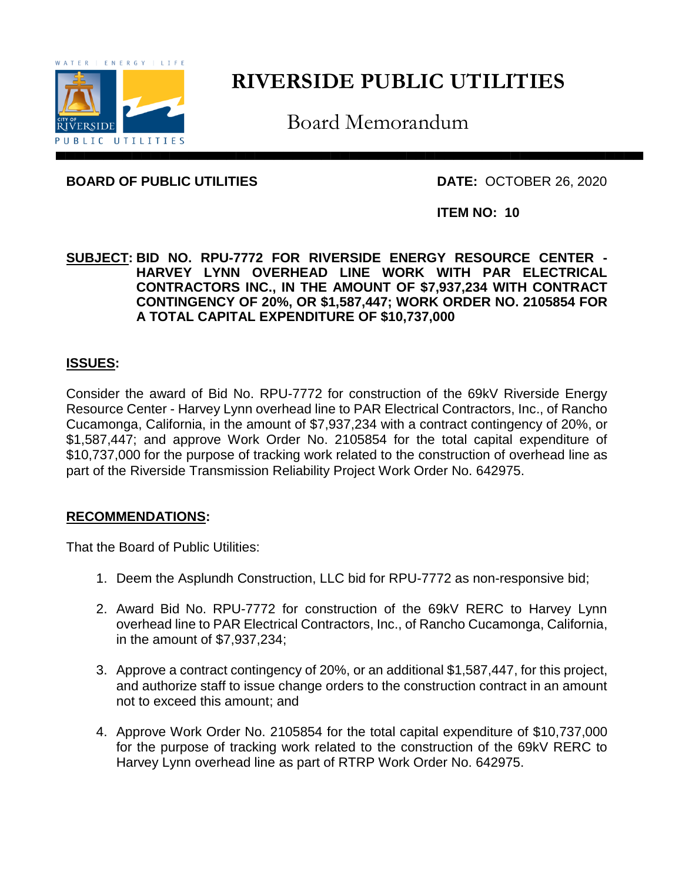# RIVERSIDE PUBLIC UTILITIES

## Board Memorandum

**BOARD OF PUBLIC UTILITIES** **DATE:** OCTOBER 26, 2020

**ITEM NO: 10**

**SUBJECT: BID NO. RPU-7772 FOR RIVERSIDE ENERGY RESOURCE CENTER - HARVEY LYNN OVERHEAD LINE WORK WITH PAR ELECTRICAL CONTRACTORS INC., IN THE AMOUNT OF $7,937,234 WITH CONTRACT CONTINGENCY OF 20%, OR $1,587,447; WORK ORDER NO. 2105854 FOR A TOTAL CAPITAL EXPENDITURE OF $10,737,000**

### ISSUES:

Consider the award of Bid No. RPU-7772 for construction of the 69kV Riverside Energy Resource Center - Harvey Lynn overhead line to PAR Electrical Contractors, Inc., of Rancho Cucamonga, California, in the amount of $7,937,234 with a contract contingency of 20%, or $1,587,447; and approve Work Order No. 2105854 for the total capital expenditure of $10,737,000 for the purpose of tracking work related to the construction of overhead line as part of the Riverside Transmission Reliability Project Work Order No. 642975.

### RECOMMENDATIONS:

That the Board of Public Utilities:

1. Deem the Asplundh Construction, LLC bid for RPU-7772 as non-responsive bid;
2. Award Bid No. RPU-7772 for construction of the 69kV RERC to Harvey Lynn overhead line to PAR Electrical Contractors, Inc., of Rancho Cucamonga, California, in the amount of $7,937,234;
3. Approve a contract contingency of 20%, or an additional $1,587,447, for this project, and authorize staff to issue change orders to the construction contract in an amount not to exceed this amount; and
4. Approve Work Order No. 2105854 for the total capital expenditure of $10,737,000 for the purpose of tracking work related to the construction of the 69kV RERC to Harvey Lynn overhead line as part of RTRP Work Order No. 642975.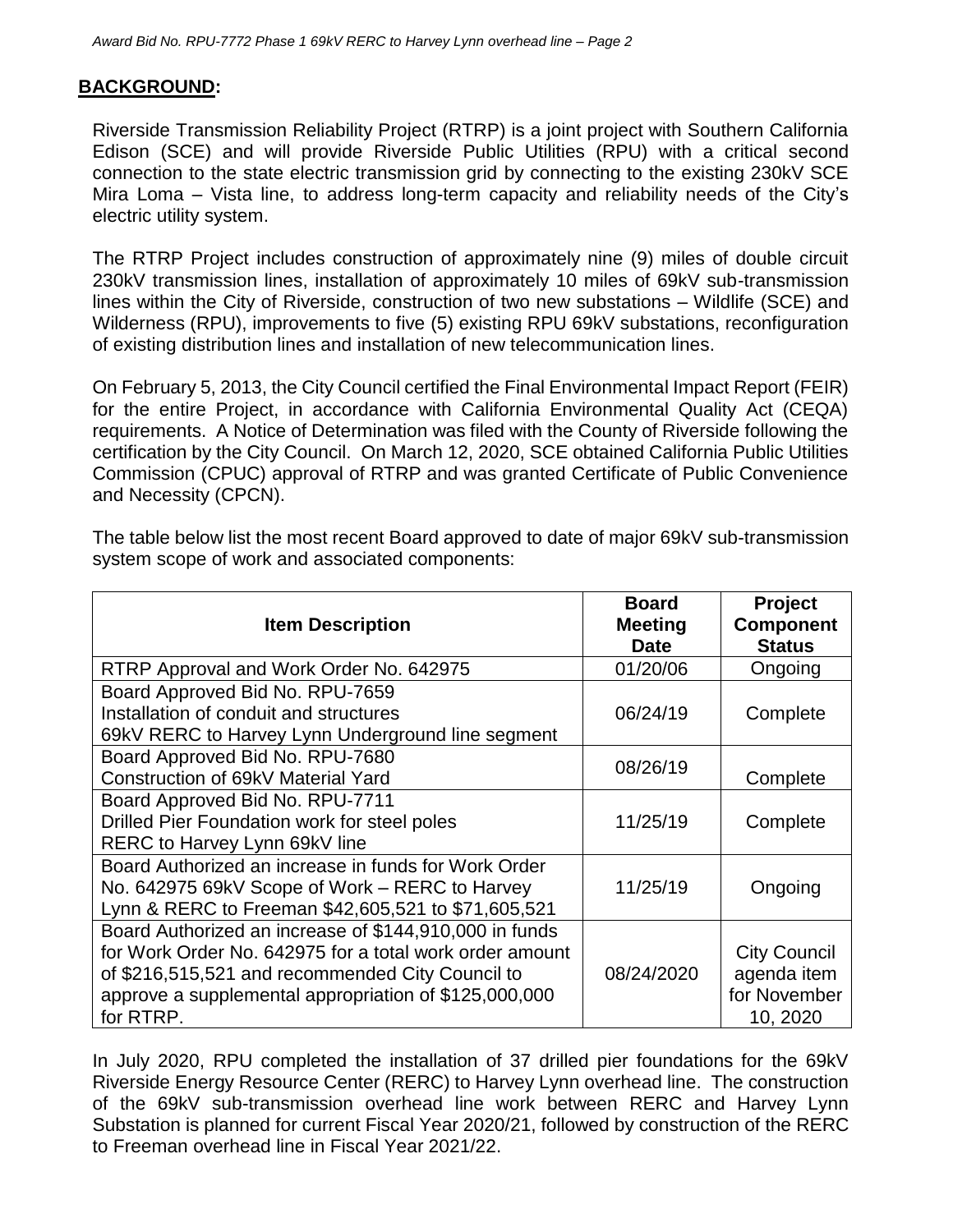## **BACKGROUND:**

Riverside Transmission Reliability Project (RTRP) is a joint project with Southern California Edison (SCE) and will provide Riverside Public Utilities (RPU) with a critical second connection to the state electric transmission grid by connecting to the existing 230kV SCE Mira Loma – Vista line, to address long-term capacity and reliability needs of the City's electric utility system.

The RTRP Project includes construction of approximately nine (9) miles of double circuit 230kV transmission lines, installation of approximately 10 miles of 69kV sub-transmission lines within the City of Riverside, construction of two new substations – Wildlife (SCE) and Wilderness (RPU), improvements to five (5) existing RPU 69kV substations, reconfiguration of existing distribution lines and installation of new telecommunication lines.

On February 5, 2013, the City Council certified the Final Environmental Impact Report (FEIR) for the entire Project, in accordance with California Environmental Quality Act (CEQA) requirements. A Notice of Determination was filed with the County of Riverside following the certification by the City Council. On March 12, 2020, SCE obtained California Public Utilities Commission (CPUC) approval of RTRP and was granted Certificate of Public Convenience and Necessity (CPCN).

The table below list the most recent Board approved to date of major 69kV sub-transmission system scope of work and associated components:

| Item Description | Board Meeting Date | Project Component Status |
|---|---|---|
| RTRP Approval and Work Order No. 642975 | 01/20/06 | Ongoing |
| Board Approved Bid No. RPU-7659<br>Installation of conduit and structures<br>69kV RERC to Harvey Lynn Underground line segment | 06/24/19 | Complete |
| Board Approved Bid No. RPU-7680<br>Construction of 69kV Material Yard | 08/26/19 | Complete |
| Board Approved Bid No. RPU-7711<br>Drilled Pier Foundation work for steel poles<br>RERC to Harvey Lynn 69kV line | 11/25/19 | Complete |
| Board Authorized an increase in funds for Work Order No. 642975 69kV Scope of Work – RERC to Harvey Lynn & RERC to Freeman $42,605,521 to $71,605,521 | 11/25/19 | Ongoing |
| Board Authorized an increase of $144,910,000 in funds for Work Order No. 642975 for a total work order amount of $216,515,521 and recommended City Council to approve a supplemental appropriation of $125,000,000 for RTRP. | 08/24/2020 | City Council agenda item for November 10, 2020 |

In July 2020, RPU completed the installation of 37 drilled pier foundations for the 69kV Riverside Energy Resource Center (RERC) to Harvey Lynn overhead line. The construction of the 69kV sub-transmission overhead line work between RERC and Harvey Lynn Substation is planned for current Fiscal Year 2020/21, followed by construction of the RERC to Freeman overhead line in Fiscal Year 2021/22.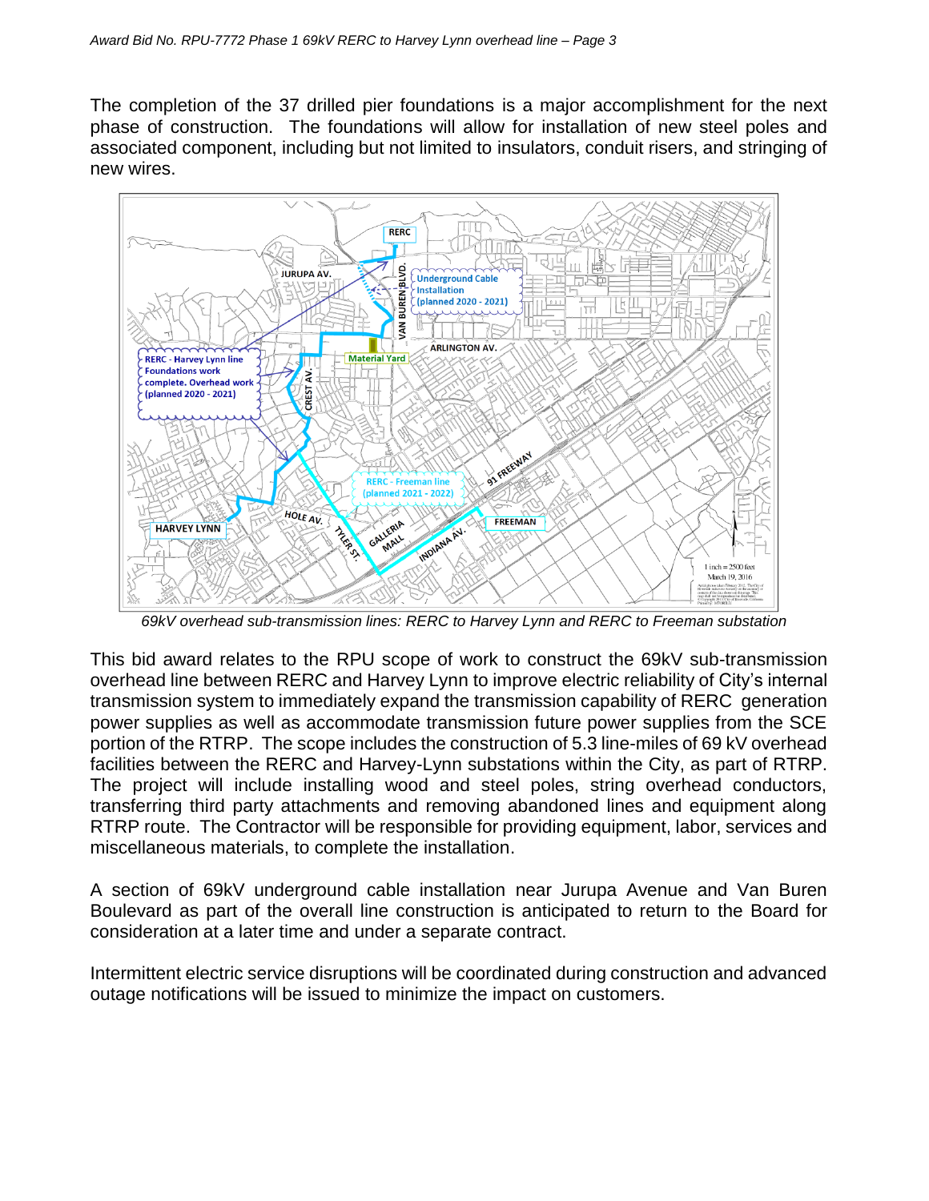The completion of the 37 drilled pier foundations is a major accomplishment for the next phase of construction. The foundations will allow for installation of new steel poles and associated component, including but not limited to insulators, conduit risers, and stringing of new wires.

*69kV overhead sub-transmission lines: RERC to Harvey Lynn and RERC to Freeman substation*

This bid award relates to the RPU scope of work to construct the 69kV sub-transmission overhead line between RERC and Harvey Lynn to improve electric reliability of City's internal transmission system to immediately expand the transmission capability of RERC generation power supplies as well as accommodate transmission future power supplies from the SCE portion of the RTRP. The scope includes the construction of 5.3 line-miles of 69 kV overhead facilities between the RERC and Harvey-Lynn substations within the City, as part of RTRP. The project will include installing wood and steel poles, string overhead conductors, transferring third party attachments and removing abandoned lines and equipment along RTRP route. The Contractor will be responsible for providing equipment, labor, services and miscellaneous materials, to complete the installation.

A section of 69kV underground cable installation near Jurupa Avenue and Van Buren Boulevard as part of the overall line construction is anticipated to return to the Board for consideration at a later time and under a separate contract.

Intermittent electric service disruptions will be coordinated during construction and advanced outage notifications will be issued to minimize the impact on customers.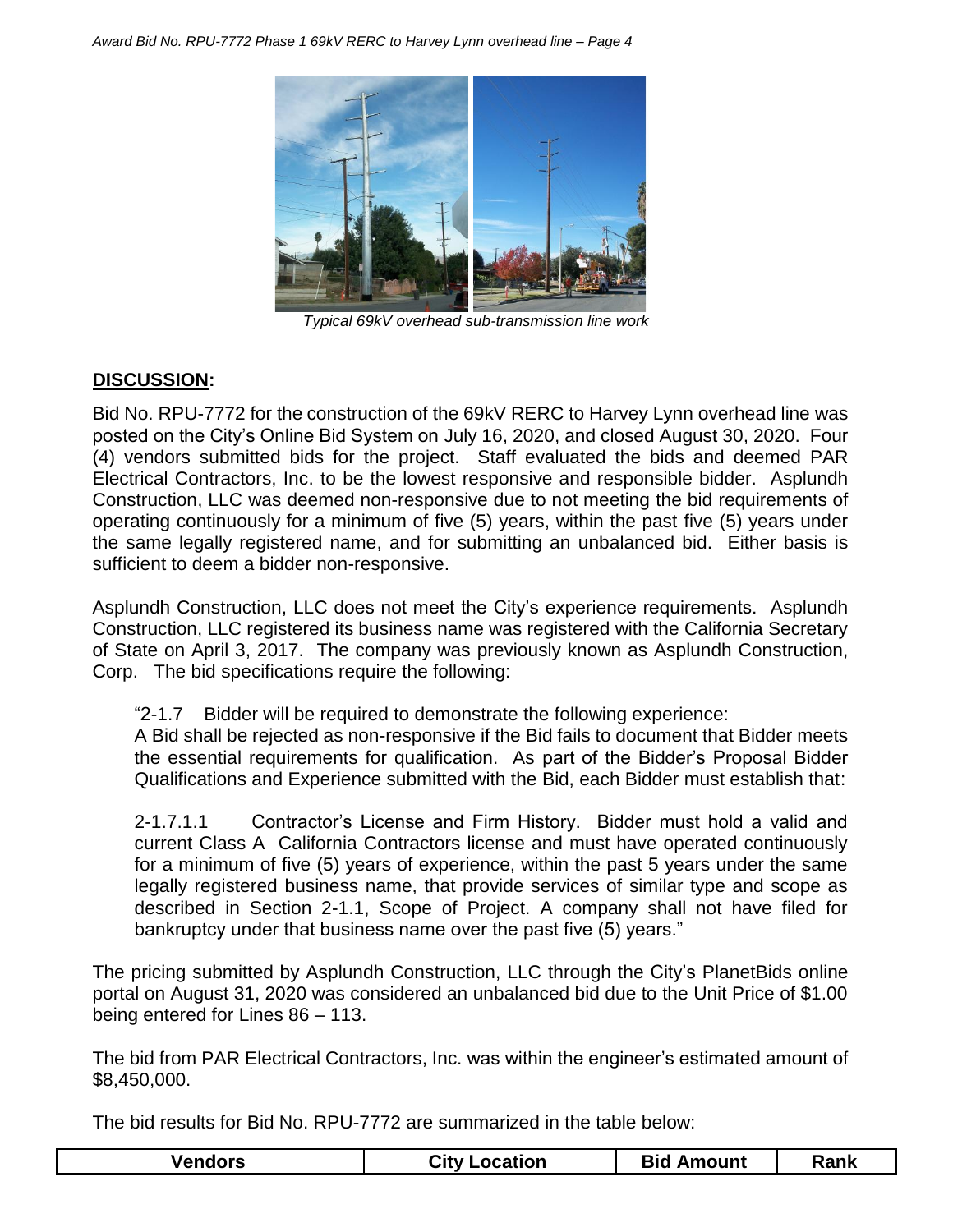*Typical 69kV overhead sub-transmission line work*

## DISCUSSION:

Bid No. RPU-7772 for the construction of the 69kV RERC to Harvey Lynn overhead line was posted on the City's Online Bid System on July 16, 2020, and closed August 30, 2020. Four (4) vendors submitted bids for the project. Staff evaluated the bids and deemed PAR Electrical Contractors, Inc. to be the lowest responsive and responsible bidder. Asplundh Construction, LLC was deemed non-responsive due to not meeting the bid requirements of operating continuously for a minimum of five (5) years, within the past five (5) years under the same legally registered name, and for submitting an unbalanced bid. Either basis is sufficient to deem a bidder non-responsive.

Asplundh Construction, LLC does not meet the City's experience requirements. Asplundh Construction, LLC registered its business name was registered with the California Secretary of State on April 3, 2017. The company was previously known as Asplundh Construction, Corp. The bid specifications require the following:

> "2-1.7 Bidder will be required to demonstrate the following experience:
> A Bid shall be rejected as non-responsive if the Bid fails to document that Bidder meets the essential requirements for qualification. As part of the Bidder's Proposal Bidder Qualifications and Experience submitted with the Bid, each Bidder must establish that:
>
> 2-1.7.1.1 Contractor's License and Firm History. Bidder must hold a valid and current Class A California Contractors license and must have operated continuously for a minimum of five (5) years of experience, within the past 5 years under the same legally registered business name, that provide services of similar type and scope as described in Section 2-1.1, Scope of Project. A company shall not have filed for bankruptcy under that business name over the past five (5) years."

The pricing submitted by Asplundh Construction, LLC through the City's PlanetBids online portal on August 31, 2020 was considered an unbalanced bid due to the Unit Price of $1.00 being entered for Lines 86 – 113.

The bid from PAR Electrical Contractors, Inc. was within the engineer's estimated amount of $8,450,000.

The bid results for Bid No. RPU-7772 are summarized in the table below:

| Vendors | City Location | Bid Amount | Rank |
|---|---|---|---|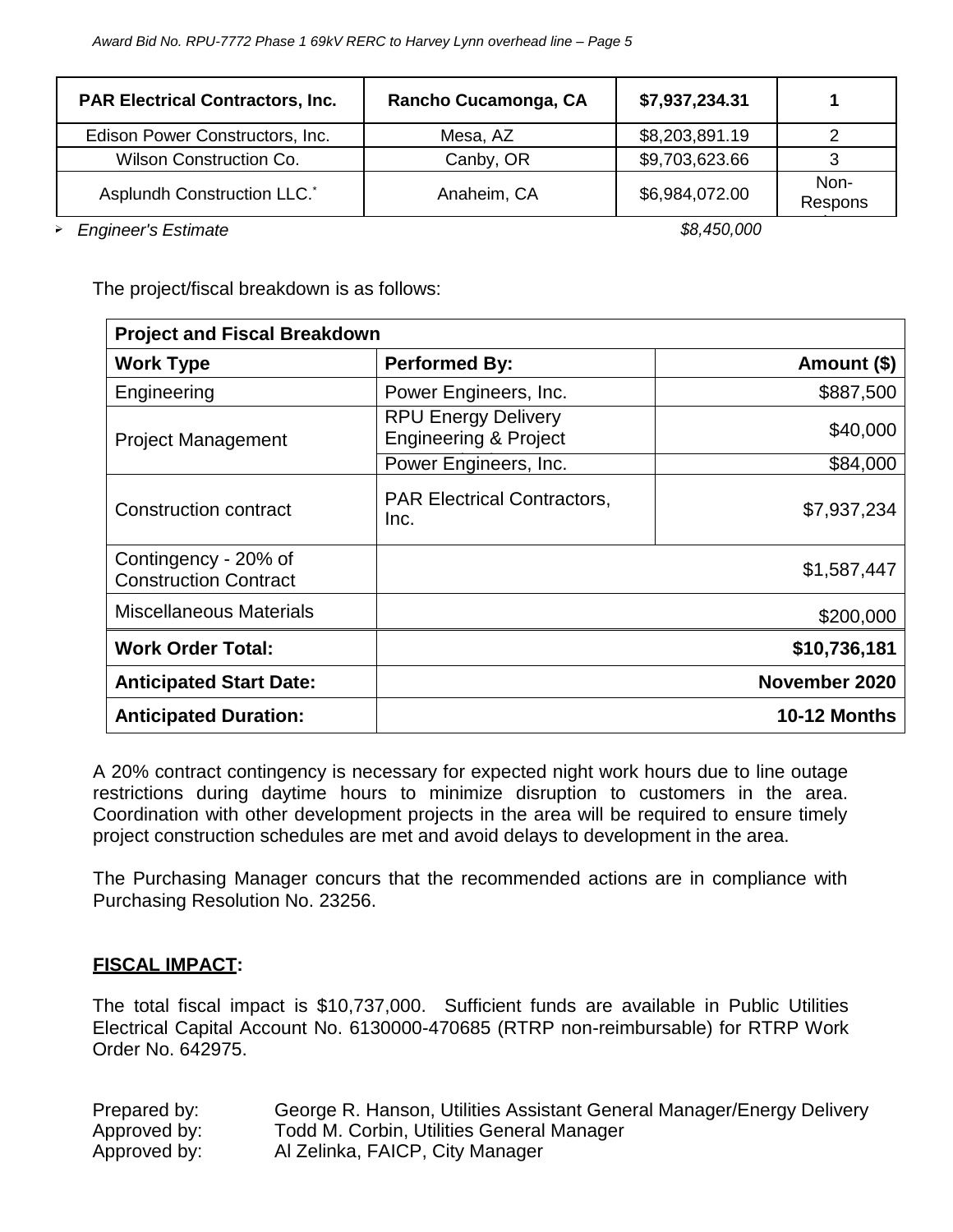| **PAR Electrical Contractors, Inc.** | **Rancho Cucamonga, CA** | **$7,937,234.31** | **1** |
|---|---|---|---|
| Edison Power Constructors, Inc. | Mesa, AZ | $8,203,891.19 | 2 |
| Wilson Construction Co. | Canby, OR | $9,703,623.66 | 3 |
| Asplundh Construction LLC.* | Anaheim, CA | $6,984,072.00 | Non-Respons |

➢ *Engineer's Estimate* *$8,450,000*

The project/fiscal breakdown is as follows:

| **Project and Fiscal Breakdown** | | |
|---|---|---|
| **Work Type** | **Performed By:** | **Amount ($)** |
| Engineering | Power Engineers, Inc. | $887,500 |
| Project Management | RPU Energy Delivery Engineering & Project | $40,000 |
| | Power Engineers, Inc. | $84,000 |
| Construction contract | PAR Electrical Contractors, Inc. | $7,937,234 |
| Contingency - 20% of Construction Contract | | $1,587,447 |
| Miscellaneous Materials | | $200,000 |
| **Work Order Total:** | | **$10,736,181** |
| **Anticipated Start Date:** | | **November 2020** |
| **Anticipated Duration:** | | **10-12 Months** |

A 20% contract contingency is necessary for expected night work hours due to line outage restrictions during daytime hours to minimize disruption to customers in the area. Coordination with other development projects in the area will be required to ensure timely project construction schedules are met and avoid delays to development in the area.

The Purchasing Manager concurs that the recommended actions are in compliance with Purchasing Resolution No. 23256.

**FISCAL IMPACT:**

The total fiscal impact is $10,737,000. Sufficient funds are available in Public Utilities Electrical Capital Account No. 6130000-470685 (RTRP non-reimbursable) for RTRP Work Order No. 642975.

Prepared by: George R. Hanson, Utilities Assistant General Manager/Energy Delivery
Approved by: Todd M. Corbin, Utilities General Manager
Approved by: Al Zelinka, FAICP, City Manager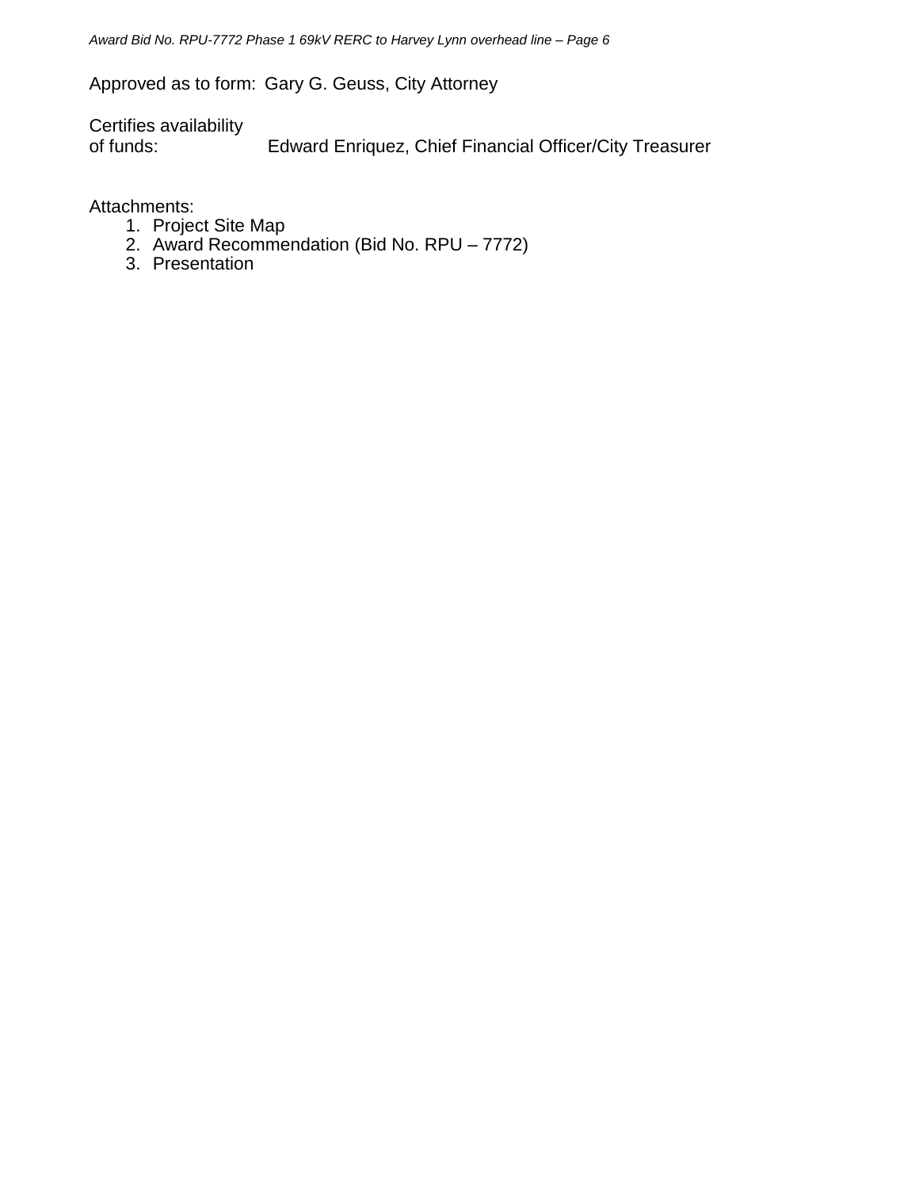Approved as to form: Gary G. Geuss, City Attorney

Certifies availability
of funds: Edward Enriquez, Chief Financial Officer/City Treasurer

Attachments:

1. Project Site Map
2. Award Recommendation (Bid No. RPU – 7772)
3. Presentation